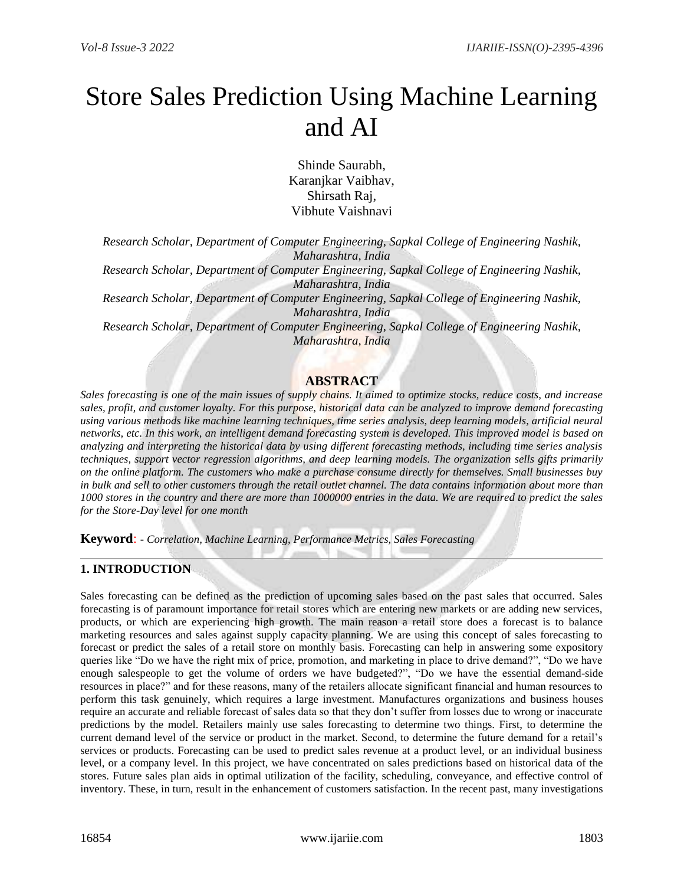# Store Sales Prediction Using Machine Learning and AI

Shinde Saurabh,
Karanjkar Vaibhav,
Shirsath Raj,
Vibhute Vaishnavi

*Research Scholar, Department of Computer Engineering, Sapkal College of Engineering Nashik, Maharashtra, India*
*Research Scholar, Department of Computer Engineering, Sapkal College of Engineering Nashik, Maharashtra, India*
*Research Scholar, Department of Computer Engineering, Sapkal College of Engineering Nashik, Maharashtra, India*
*Research Scholar, Department of Computer Engineering, Sapkal College of Engineering Nashik, Maharashtra, India*

## ABSTRACT

*Sales forecasting is one of the main issues of supply chains. It aimed to optimize stocks, reduce costs, and increase sales, profit, and customer loyalty. For this purpose, historical data can be analyzed to improve demand forecasting using various methods like machine learning techniques, time series analysis, deep learning models, artificial neural networks, etc. In this work, an intelligent demand forecasting system is developed. This improved model is based on analyzing and interpreting the historical data by using different forecasting methods, including time series analysis techniques, support vector regression algorithms, and deep learning models. The organization sells gifts primarily on the online platform. The customers who make a purchase consume directly for themselves. Small businesses buy in bulk and sell to other customers through the retail outlet channel. The data contains information about more than 1000 stores in the country and there are more than 1000000 entries in the data. We are required to predict the sales for the Store-Day level for one month*

**Keyword**: - *Correlation, Machine Learning, Performance Metrics, Sales Forecasting*

## 1. INTRODUCTION

Sales forecasting can be defined as the prediction of upcoming sales based on the past sales that occurred. Sales forecasting is of paramount importance for retail stores which are entering new markets or are adding new services, products, or which are experiencing high growth. The main reason a retail store does a forecast is to balance marketing resources and sales against supply capacity planning. We are using this concept of sales forecasting to forecast or predict the sales of a retail store on monthly basis. Forecasting can help in answering some expository queries like "Do we have the right mix of price, promotion, and marketing in place to drive demand?", "Do we have enough salespeople to get the volume of orders we have budgeted?", "Do we have the essential demand-side resources in place?" and for these reasons, many of the retailers allocate significant financial and human resources to perform this task genuinely, which requires a large investment. Manufactures organizations and business houses require an accurate and reliable forecast of sales data so that they don't suffer from losses due to wrong or inaccurate predictions by the model. Retailers mainly use sales forecasting to determine two things. First, to determine the current demand level of the service or product in the market. Second, to determine the future demand for a retail's services or products. Forecasting can be used to predict sales revenue at a product level, or an individual business level, or a company level. In this project, we have concentrated on sales predictions based on historical data of the stores. Future sales plan aids in optimal utilization of the facility, scheduling, conveyance, and effective control of inventory. These, in turn, result in the enhancement of customers satisfaction. In the recent past, many investigations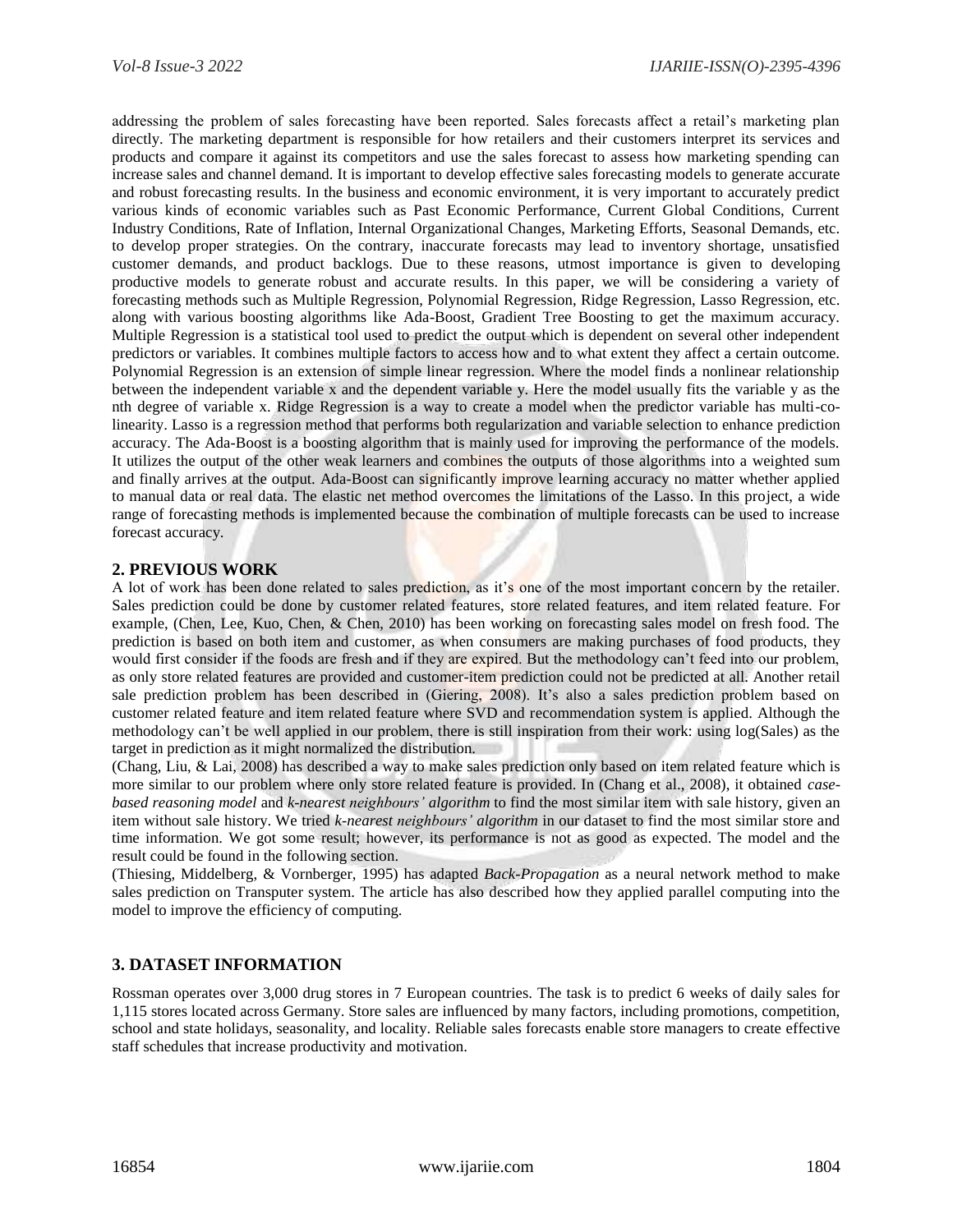addressing the problem of sales forecasting have been reported. Sales forecasts affect a retail's marketing plan directly. The marketing department is responsible for how retailers and their customers interpret its services and products and compare it against its competitors and use the sales forecast to assess how marketing spending can increase sales and channel demand. It is important to develop effective sales forecasting models to generate accurate and robust forecasting results. In the business and economic environment, it is very important to accurately predict various kinds of economic variables such as Past Economic Performance, Current Global Conditions, Current Industry Conditions, Rate of Inflation, Internal Organizational Changes, Marketing Efforts, Seasonal Demands, etc. to develop proper strategies. On the contrary, inaccurate forecasts may lead to inventory shortage, unsatisfied customer demands, and product backlogs. Due to these reasons, utmost importance is given to developing productive models to generate robust and accurate results. In this paper, we will be considering a variety of forecasting methods such as Multiple Regression, Polynomial Regression, Ridge Regression, Lasso Regression, etc. along with various boosting algorithms like Ada-Boost, Gradient Tree Boosting to get the maximum accuracy. Multiple Regression is a statistical tool used to predict the output which is dependent on several other independent predictors or variables. It combines multiple factors to access how and to what extent they affect a certain outcome. Polynomial Regression is an extension of simple linear regression. Where the model finds a nonlinear relationship between the independent variable x and the dependent variable y. Here the model usually fits the variable y as the nth degree of variable x. Ridge Regression is a way to create a model when the predictor variable has multi-co-linearity. Lasso is a regression method that performs both regularization and variable selection to enhance prediction accuracy. The Ada-Boost is a boosting algorithm that is mainly used for improving the performance of the models. It utilizes the output of the other weak learners and combines the outputs of those algorithms into a weighted sum and finally arrives at the output. Ada-Boost can significantly improve learning accuracy no matter whether applied to manual data or real data. The elastic net method overcomes the limitations of the Lasso. In this project, a wide range of forecasting methods is implemented because the combination of multiple forecasts can be used to increase forecast accuracy.

## 2. PREVIOUS WORK

A lot of work has been done related to sales prediction, as it's one of the most important concern by the retailer. Sales prediction could be done by customer related features, store related features, and item related feature. For example, (Chen, Lee, Kuo, Chen, & Chen, 2010) has been working on forecasting sales model on fresh food. The prediction is based on both item and customer, as when consumers are making purchases of food products, they would first consider if the foods are fresh and if they are expired. But the methodology can't feed into our problem, as only store related features are provided and customer-item prediction could not be predicted at all. Another retail sale prediction problem has been described in (Giering, 2008). It's also a sales prediction problem based on customer related feature and item related feature where SVD and recommendation system is applied. Although the methodology can't be well applied in our problem, there is still inspiration from their work: using log(Sales) as the target in prediction as it might normalized the distribution.

(Chang, Liu, & Lai, 2008) has described a way to make sales prediction only based on item related feature which is more similar to our problem where only store related feature is provided. In (Chang et al., 2008), it obtained *case-based reasoning model* and *k-nearest neighbours' algorithm* to find the most similar item with sale history, given an item without sale history. We tried *k-nearest neighbours' algorithm* in our dataset to find the most similar store and time information. We got some result; however, its performance is not as good as expected. The model and the result could be found in the following section.

(Thiesing, Middelberg, & Vornberger, 1995) has adapted *Back-Propagation* as a neural network method to make sales prediction on Transputer system. The article has also described how they applied parallel computing into the model to improve the efficiency of computing.

## 3. DATASET INFORMATION

Rossman operates over 3,000 drug stores in 7 European countries. The task is to predict 6 weeks of daily sales for 1,115 stores located across Germany. Store sales are influenced by many factors, including promotions, competition, school and state holidays, seasonality, and locality. Reliable sales forecasts enable store managers to create effective staff schedules that increase productivity and motivation.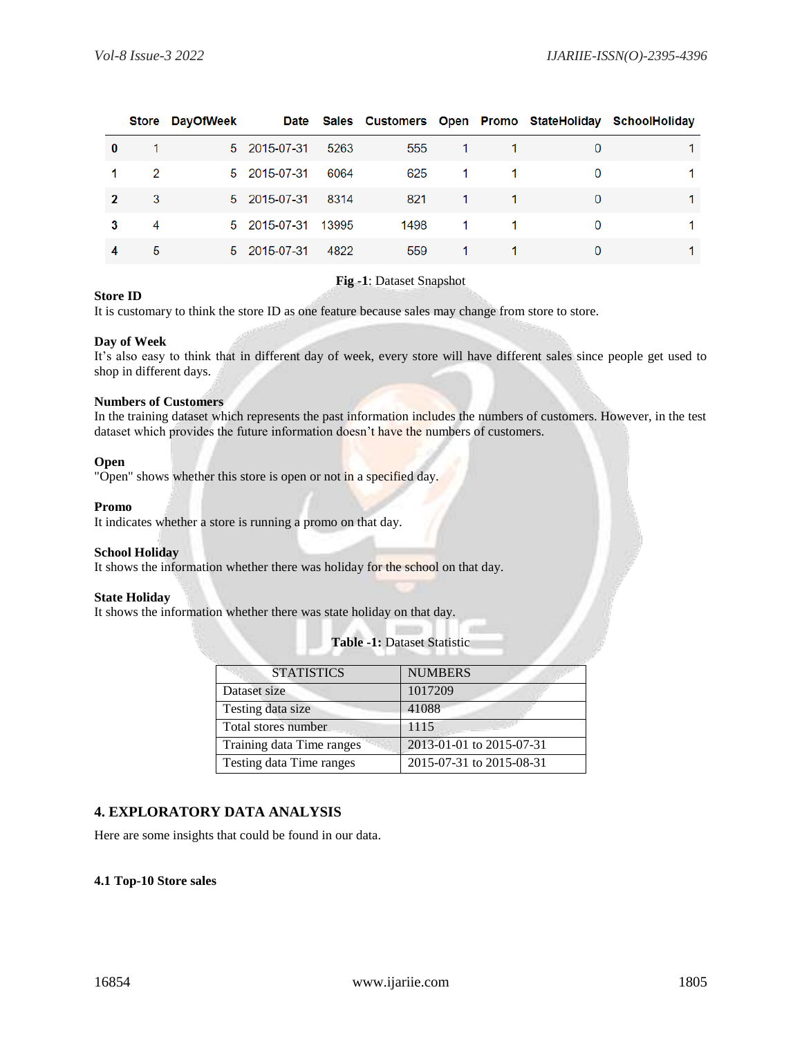|   | Store | DayOfWeek | Date | Sales | Customers | Open | Promo | StateHoliday | SchoolHoliday |
|---|---|---|---|---|---|---|---|---|---|
| **0** | 1 | 5 | 2015-07-31 | 5263 | 555 | 1 | 1 | 0 | 1 |
| **1** | 2 | 5 | 2015-07-31 | 6064 | 625 | 1 | 1 | 0 | 1 |
| **2** | 3 | 5 | 2015-07-31 | 8314 | 821 | 1 | 1 | 0 | 1 |
| **3** | 4 | 5 | 2015-07-31 | 13995 | 1498 | 1 | 1 | 0 | 1 |
| **4** | 5 | 5 | 2015-07-31 | 4822 | 559 | 1 | 1 | 0 | 1 |

**Fig -1**: Dataset Snapshot

**Store ID**
It is customary to think the store ID as one feature because sales may change from store to store.

**Day of Week**
It's also easy to think that in different day of week, every store will have different sales since people get used to shop in different days.

**Numbers of Customers**
In the training dataset which represents the past information includes the numbers of customers. However, in the test dataset which provides the future information doesn't have the numbers of customers.

**Open**
"Open" shows whether this store is open or not in a specified day.

**Promo**
It indicates whether a store is running a promo on that day.

**School Holiday**
It shows the information whether there was holiday for the school on that day.

**State Holiday**
It shows the information whether there was state holiday on that day.

**Table -1:** Dataset Statistic

| STATISTICS | NUMBERS |
|---|---|
| Dataset size | 1017209 |
| Testing data size | 41088 |
| Total stores number | 1115 |
| Training data Time ranges | 2013-01-01 to 2015-07-31 |
| Testing data Time ranges | 2015-07-31 to 2015-08-31 |

## 4. EXPLORATORY DATA ANALYSIS

Here are some insights that could be found in our data.

### 4.1 Top-10 Store sales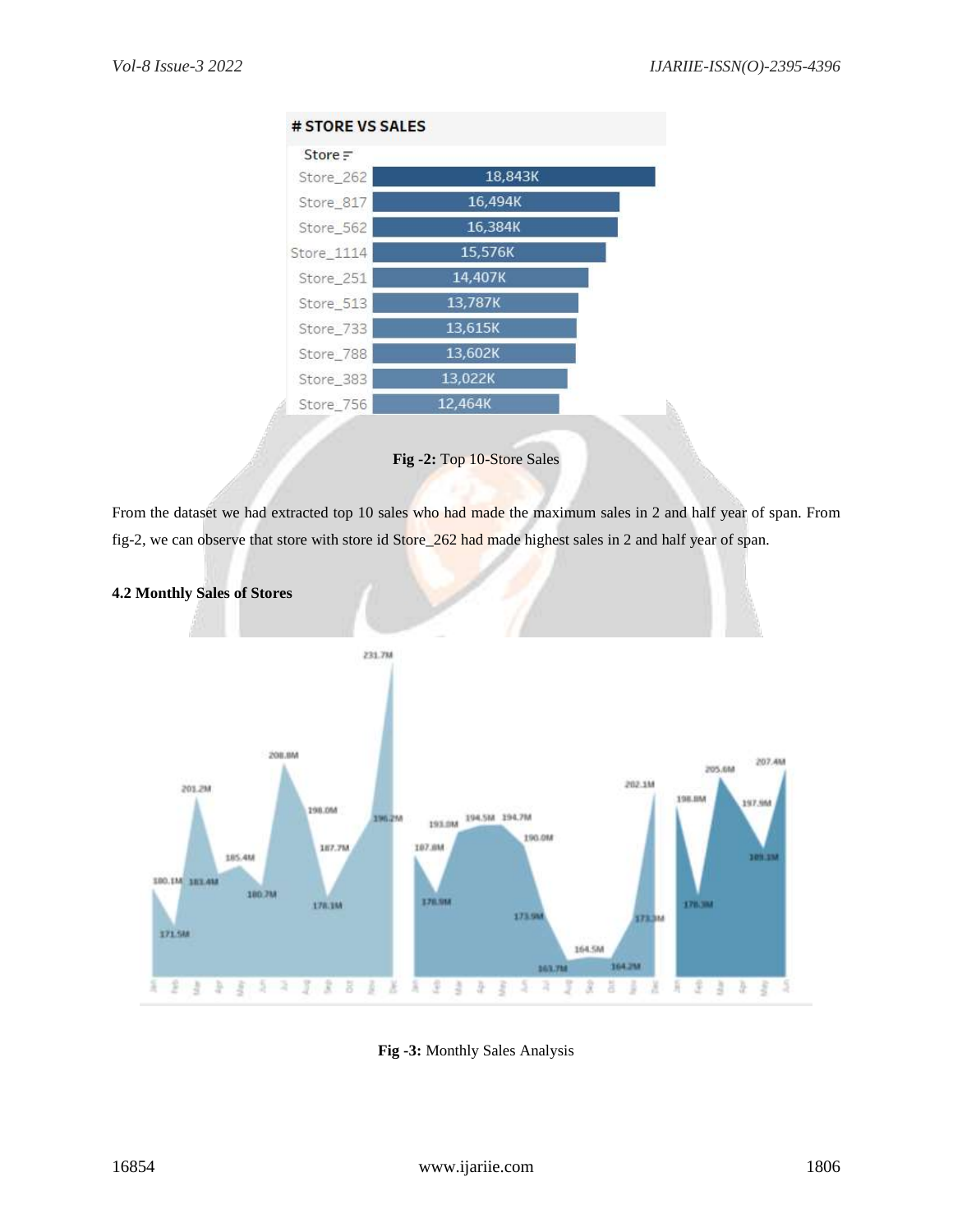**# STORE VS SALES**

| Store | Sales |
|---|---|
| Store_262 | 18,843K |
| Store_817 | 16,494K |
| Store_562 | 16,384K |
| Store_1114 | 15,576K |
| Store_251 | 14,407K |
| Store_513 | 13,787K |
| Store_733 | 13,615K |
| Store_788 | 13,602K |
| Store_383 | 13,022K |
| Store_756 | 12,464K |

**Fig -2:** Top 10-Store Sales

From the dataset we had extracted top 10 sales who had made the maximum sales in 2 and half year of span. From fig-2, we can observe that store with store id Store_262 had made highest sales in 2 and half year of span.

### 4.2 Monthly Sales of Stores

**Fig -3:** Monthly Sales Analysis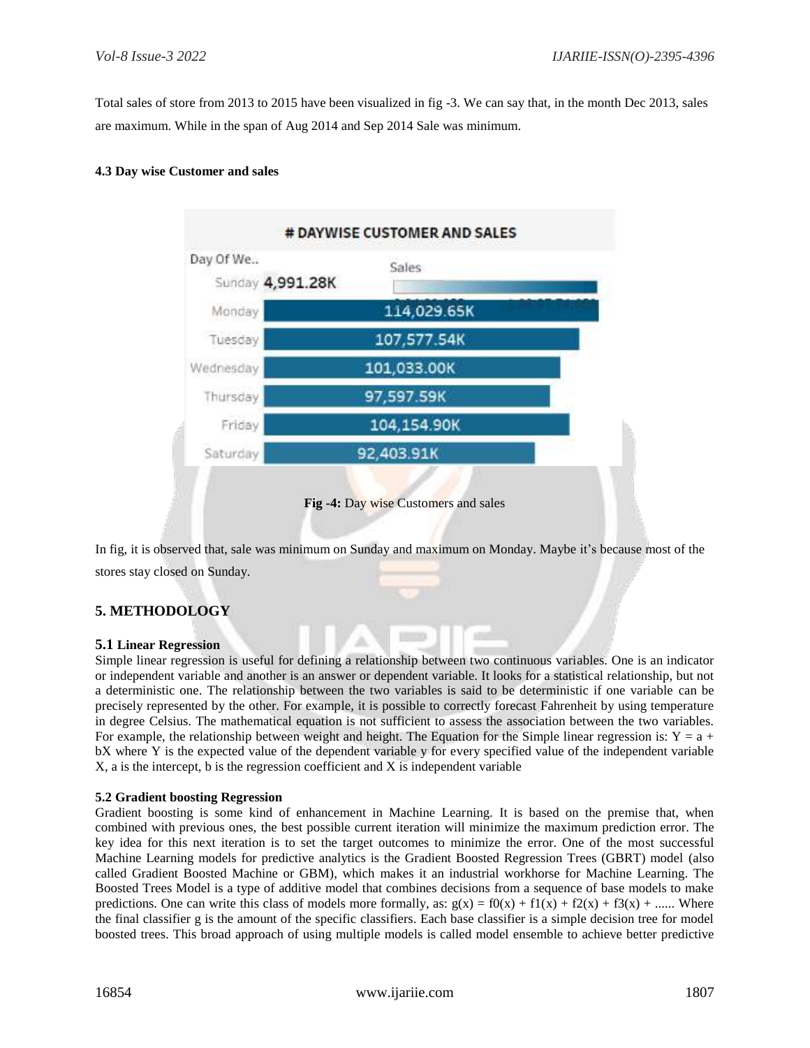Total sales of store from 2013 to 2015 have been visualized in fig -3. We can say that, in the month Dec 2013, sales are maximum. While in the span of Aug 2014 and Sep 2014 Sale was minimum.

#### 4.3 Day wise Customer and sales

**Fig -4:** Day wise Customers and sales

In fig, it is observed that, sale was minimum on Sunday and maximum on Monday. Maybe it's because most of the stores stay closed on Sunday.

## 5. METHODOLOGY

### 5.1 Linear Regression

Simple linear regression is useful for defining a relationship between two continuous variables. One is an indicator or independent variable and another is an answer or dependent variable. It looks for a statistical relationship, but not a deterministic one. The relationship between the two variables is said to be deterministic if one variable can be precisely represented by the other. For example, it is possible to correctly forecast Fahrenheit by using temperature in degree Celsius. The mathematical equation is not sufficient to assess the association between the two variables. For example, the relationship between weight and height. The Equation for the Simple linear regression is: $Y = a + bX$ where Y is the expected value of the dependent variable y for every specified value of the independent variable X, a is the intercept, b is the regression coefficient and X is independent variable

### 5.2 Gradient boosting Regression

Gradient boosting is some kind of enhancement in Machine Learning. It is based on the premise that, when combined with previous ones, the best possible current iteration will minimize the maximum prediction error. The key idea for this next iteration is to set the target outcomes to minimize the error. One of the most successful Machine Learning models for predictive analytics is the Gradient Boosted Regression Trees (GBRT) model (also called Gradient Boosted Machine or GBM), which makes it an industrial workhorse for Machine Learning. The Boosted Trees Model is a type of additive model that combines decisions from a sequence of base models to make predictions. One can write this class of models more formally, as: $g(x) = f0(x) + f1(x) + f2(x) + f3(x) + ......$ Where the final classifier g is the amount of the specific classifiers. Each base classifier is a simple decision tree for model boosted trees. This broad approach of using multiple models is called model ensemble to achieve better predictive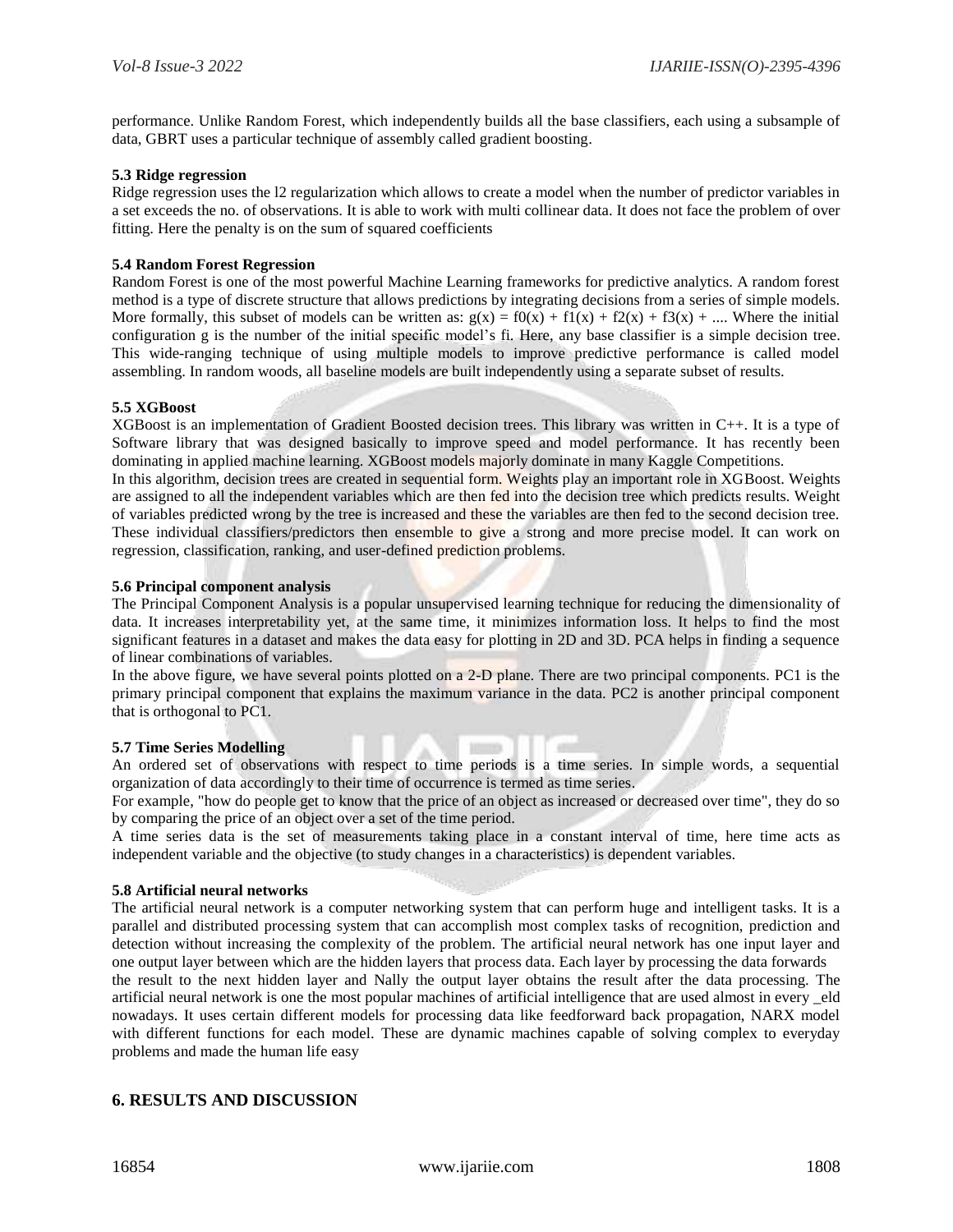performance. Unlike Random Forest, which independently builds all the base classifiers, each using a subsample of data, GBRT uses a particular technique of assembly called gradient boosting.

### 5.3 Ridge regression

Ridge regression uses the l2 regularization which allows to create a model when the number of predictor variables in a set exceeds the no. of observations. It is able to work with multi collinear data. It does not face the problem of over fitting. Here the penalty is on the sum of squared coefficients

### 5.4 Random Forest Regression

Random Forest is one of the most powerful Machine Learning frameworks for predictive analytics. A random forest method is a type of discrete structure that allows predictions by integrating decisions from a series of simple models. More formally, this subset of models can be written as: $g(x) = f0(x) + f1(x) + f2(x) + f3(x) + ....$ Where the initial configuration g is the number of the initial specific model's fi. Here, any base classifier is a simple decision tree. This wide-ranging technique of using multiple models to improve predictive performance is called model assembling. In random woods, all baseline models are built independently using a separate subset of results.

### 5.5 XGBoost

XGBoost is an implementation of Gradient Boosted decision trees. This library was written in C++. It is a type of Software library that was designed basically to improve speed and model performance. It has recently been dominating in applied machine learning. XGBoost models majorly dominate in many Kaggle Competitions.

In this algorithm, decision trees are created in sequential form. Weights play an important role in XGBoost. Weights are assigned to all the independent variables which are then fed into the decision tree which predicts results. Weight of variables predicted wrong by the tree is increased and these the variables are then fed to the second decision tree. These individual classifiers/predictors then ensemble to give a strong and more precise model. It can work on regression, classification, ranking, and user-defined prediction problems.

### 5.6 Principal component analysis

The Principal Component Analysis is a popular unsupervised learning technique for reducing the dimensionality of data. It increases interpretability yet, at the same time, it minimizes information loss. It helps to find the most significant features in a dataset and makes the data easy for plotting in 2D and 3D. PCA helps in finding a sequence of linear combinations of variables.

In the above figure, we have several points plotted on a 2-D plane. There are two principal components. PC1 is the primary principal component that explains the maximum variance in the data. PC2 is another principal component that is orthogonal to PC1.

### 5.7 Time Series Modelling

An ordered set of observations with respect to time periods is a time series. In simple words, a sequential organization of data accordingly to their time of occurrence is termed as time series.

For example, "how do people get to know that the price of an object as increased or decreased over time", they do so by comparing the price of an object over a set of the time period.

A time series data is the set of measurements taking place in a constant interval of time, here time acts as independent variable and the objective (to study changes in a characteristics) is dependent variables.

### 5.8 Artificial neural networks

The artificial neural network is a computer networking system that can perform huge and intelligent tasks. It is a parallel and distributed processing system that can accomplish most complex tasks of recognition, prediction and detection without increasing the complexity of the problem. The artificial neural network has one input layer and one output layer between which are the hidden layers that process data. Each layer by processing the data forwards the result to the next hidden layer and Nally the output layer obtains the result after the data processing. The artificial neural network is one the most popular machines of artificial intelligence that are used almost in every _eld nowadays. It uses certain different models for processing data like feedforward back propagation, NARX model with different functions for each model. These are dynamic machines capable of solving complex to everyday problems and made the human life easy

## 6. RESULTS AND DISCUSSION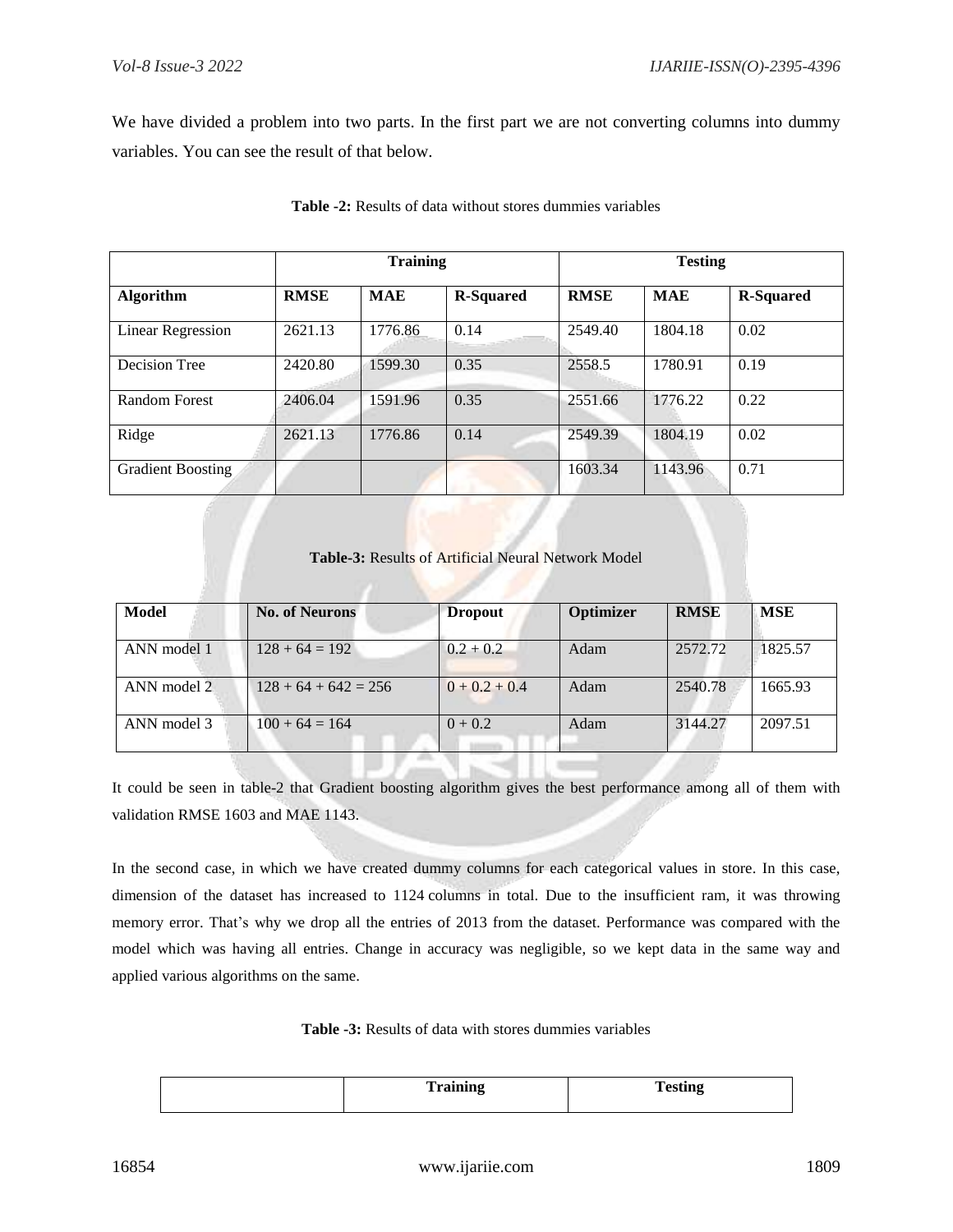We have divided a problem into two parts. In the first part we are not converting columns into dummy variables. You can see the result of that below.

**Table -2:** Results of data without stores dummies variables

| | Training | | | Testing | | |
|---|---|---|---|---|---|---|
| **Algorithm** | **RMSE** | **MAE** | **R-Squared** | **RMSE** | **MAE** | **R-Squared** |
| Linear Regression | 2621.13 | 1776.86 | 0.14 | 2549.40 | 1804.18 | 0.02 |
| Decision Tree | 2420.80 | 1599.30 | 0.35 | 2558.5 | 1780.91 | 0.19 |
| Random Forest | 2406.04 | 1591.96 | 0.35 | 2551.66 | 1776.22 | 0.22 |
| Ridge | 2621.13 | 1776.86 | 0.14 | 2549.39 | 1804.19 | 0.02 |
| Gradient Boosting | | | | 1603.34 | 1143.96 | 0.71 |

**Table-3:** Results of Artificial Neural Network Model

| Model | No. of Neurons | Dropout | Optimizer | RMSE | MSE |
|---|---|---|---|---|---|
| ANN model 1 | 128 + 64 = 192 | 0.2 + 0.2 | Adam | 2572.72 | 1825.57 |
| ANN model 2 | 128 + 64 + 642 = 256 | 0 + 0.2 + 0.4 | Adam | 2540.78 | 1665.93 |
| ANN model 3 | 100 + 64 = 164 | 0 + 0.2 | Adam | 3144.27 | 2097.51 |

It could be seen in table-2 that Gradient boosting algorithm gives the best performance among all of them with validation RMSE 1603 and MAE 1143.

In the second case, in which we have created dummy columns for each categorical values in store. In this case, dimension of the dataset has increased to 1124 columns in total. Due to the insufficient ram, it was throwing memory error. That's why we drop all the entries of 2013 from the dataset. Performance was compared with the model which was having all entries. Change in accuracy was negligible, so we kept data in the same way and applied various algorithms on the same.

**Table -3:** Results of data with stores dummies variables

| | Training | Testing |
|---|---|---|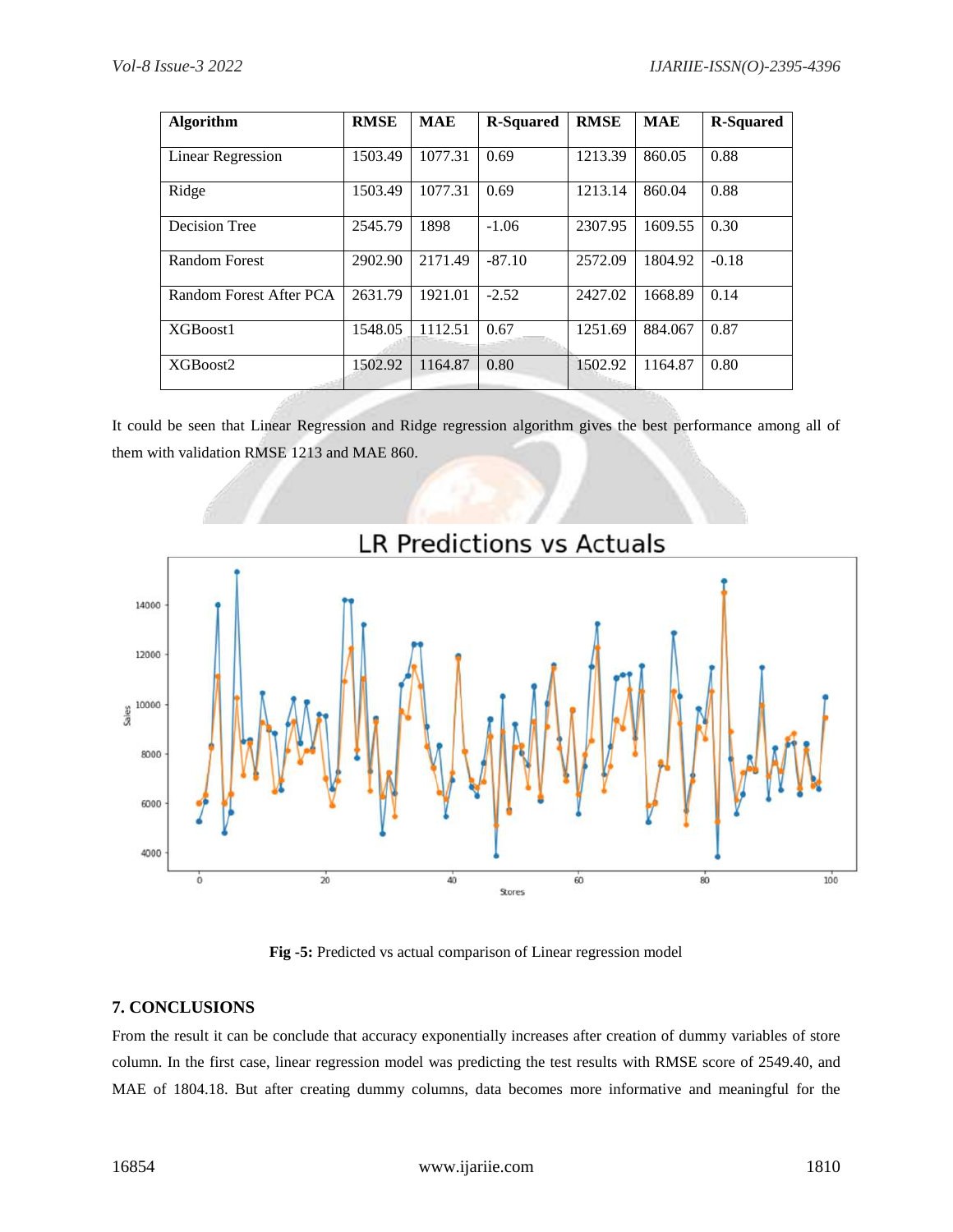| Algorithm | RMSE | MAE | R-Squared | RMSE | MAE | R-Squared |
|---|---|---|---|---|---|---|
| Linear Regression | 1503.49 | 1077.31 | 0.69 | 1213.39 | 860.05 | 0.88 |
| Ridge | 1503.49 | 1077.31 | 0.69 | 1213.14 | 860.04 | 0.88 |
| Decision Tree | 2545.79 | 1898 | -1.06 | 2307.95 | 1609.55 | 0.30 |
| Random Forest | 2902.90 | 2171.49 | -87.10 | 2572.09 | 1804.92 | -0.18 |
| Random Forest After PCA | 2631.79 | 1921.01 | -2.52 | 2427.02 | 1668.89 | 0.14 |
| XGBoost1 | 1548.05 | 1112.51 | 0.67 | 1251.69 | 884.067 | 0.87 |
| XGBoost2 | 1502.92 | 1164.87 | 0.80 | 1502.92 | 1164.87 | 0.80 |

It could be seen that Linear Regression and Ridge regression algorithm gives the best performance among all of them with validation RMSE 1213 and MAE 860.

**Fig -5:** Predicted vs actual comparison of Linear regression model

## 7. CONCLUSIONS

From the result it can be conclude that accuracy exponentially increases after creation of dummy variables of store column. In the first case, linear regression model was predicting the test results with RMSE score of 2549.40, and MAE of 1804.18. But after creating dummy columns, data becomes more informative and meaningful for the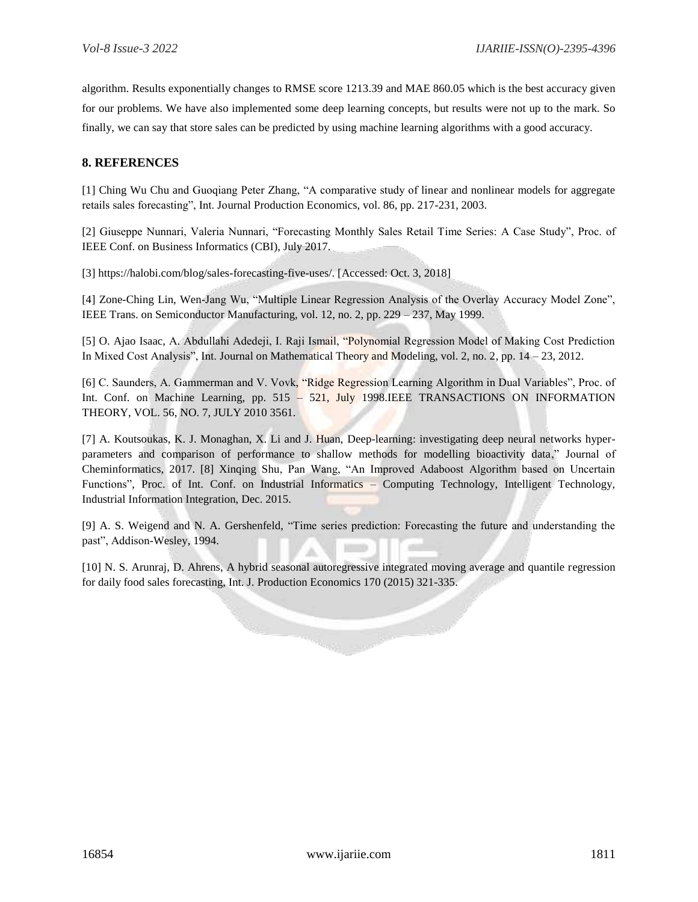algorithm. Results exponentially changes to RMSE score 1213.39 and MAE 860.05 which is the best accuracy given for our problems. We have also implemented some deep learning concepts, but results were not up to the mark. So finally, we can say that store sales can be predicted by using machine learning algorithms with a good accuracy.

## 8. REFERENCES

[1] Ching Wu Chu and Guoqiang Peter Zhang, "A comparative study of linear and nonlinear models for aggregate retails sales forecasting", Int. Journal Production Economics, vol. 86, pp. 217-231, 2003.

[2] Giuseppe Nunnari, Valeria Nunnari, "Forecasting Monthly Sales Retail Time Series: A Case Study", Proc. of IEEE Conf. on Business Informatics (CBI), July 2017.

[3] https://halobi.com/blog/sales-forecasting-five-uses/. [Accessed: Oct. 3, 2018]

[4] Zone-Ching Lin, Wen-Jang Wu, "Multiple Linear Regression Analysis of the Overlay Accuracy Model Zone", IEEE Trans. on Semiconductor Manufacturing, vol. 12, no. 2, pp. 229 – 237, May 1999.

[5] O. Ajao Isaac, A. Abdullahi Adedeji, I. Raji Ismail, "Polynomial Regression Model of Making Cost Prediction In Mixed Cost Analysis", Int. Journal on Mathematical Theory and Modeling, vol. 2, no. 2, pp. 14 – 23, 2012.

[6] C. Saunders, A. Gammerman and V. Vovk, "Ridge Regression Learning Algorithm in Dual Variables", Proc. of Int. Conf. on Machine Learning, pp. 515 – 521, July 1998.IEEE TRANSACTIONS ON INFORMATION THEORY, VOL. 56, NO. 7, JULY 2010 3561.

[7] A. Koutsoukas, K. J. Monaghan, X. Li and J. Huan, Deep-learning: investigating deep neural networks hyper-parameters and comparison of performance to shallow methods for modelling bioactivity data," Journal of Cheminformatics, 2017. [8] Xinqing Shu, Pan Wang, "An Improved Adaboost Algorithm based on Uncertain Functions", Proc. of Int. Conf. on Industrial Informatics – Computing Technology, Intelligent Technology, Industrial Information Integration, Dec. 2015.

[9] A. S. Weigend and N. A. Gershenfeld, "Time series prediction: Forecasting the future and understanding the past", Addison-Wesley, 1994.

[10] N. S. Arunraj, D. Ahrens, A hybrid seasonal autoregressive integrated moving average and quantile regression for daily food sales forecasting, Int. J. Production Economics 170 (2015) 321-335.